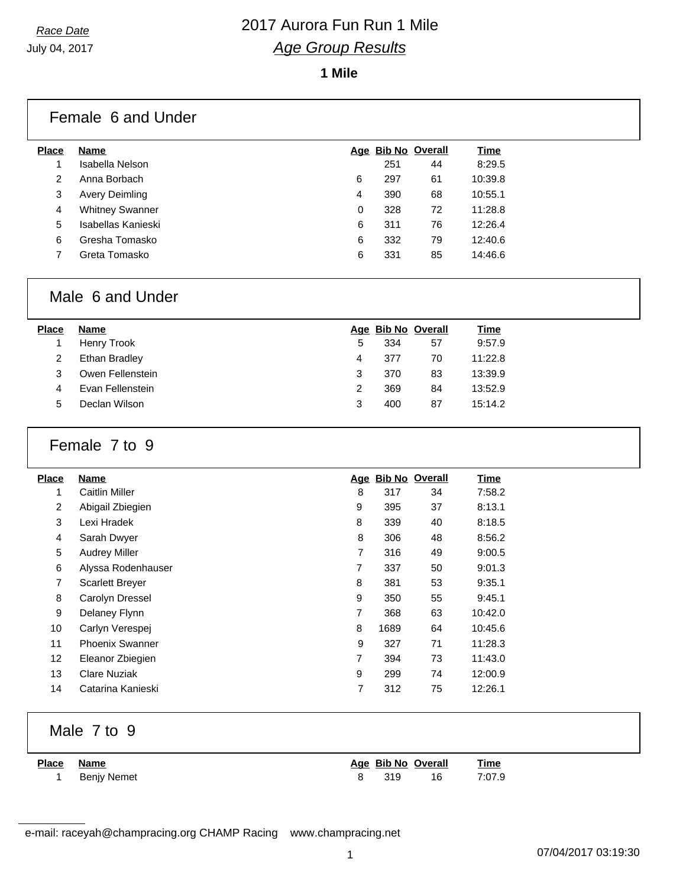# 2017 Aurora Fun Run 1 Mile

## *Age Group Results*

*Race Date*
July 04, 2017

**1 Mile**

### Female 6 and Under

| Place | Name | Age | Bib No | Overall | Time |
|---|---|---|---|---|---|
| 1 | Isabella Nelson | | 251 | 44 | 8:29.5 |
| 2 | Anna Borbach | 6 | 297 | 61 | 10:39.8 |
| 3 | Avery Deimling | 4 | 390 | 68 | 10:55.1 |
| 4 | Whitney Swanner | 0 | 328 | 72 | 11:28.8 |
| 5 | Isabellas Kanieski | 6 | 311 | 76 | 12:26.4 |
| 6 | Gresha Tomasko | 6 | 332 | 79 | 12:40.6 |
| 7 | Greta Tomasko | 6 | 331 | 85 | 14:46.6 |

### Male 6 and Under

| Place | Name | Age | Bib No | Overall | Time |
|---|---|---|---|---|---|
| 1 | Henry Trook | 5 | 334 | 57 | 9:57.9 |
| 2 | Ethan Bradley | 4 | 377 | 70 | 11:22.8 |
| 3 | Owen Fellenstein | 3 | 370 | 83 | 13:39.9 |
| 4 | Evan Fellenstein | 2 | 369 | 84 | 13:52.9 |
| 5 | Declan Wilson | 3 | 400 | 87 | 15:14.2 |

### Female 7 to 9

| Place | Name | Age | Bib No | Overall | Time |
|---|---|---|---|---|---|
| 1 | Caitlin Miller | 8 | 317 | 34 | 7:58.2 |
| 2 | Abigail Zbiegien | 9 | 395 | 37 | 8:13.1 |
| 3 | Lexi Hradek | 8 | 339 | 40 | 8:18.5 |
| 4 | Sarah Dwyer | 8 | 306 | 48 | 8:56.2 |
| 5 | Audrey Miller | 7 | 316 | 49 | 9:00.5 |
| 6 | Alyssa Rodenhauser | 7 | 337 | 50 | 9:01.3 |
| 7 | Scarlett Breyer | 8 | 381 | 53 | 9:35.1 |
| 8 | Carolyn Dressel | 9 | 350 | 55 | 9:45.1 |
| 9 | Delaney Flynn | 7 | 368 | 63 | 10:42.0 |
| 10 | Carlyn Verespej | 8 | 1689 | 64 | 10:45.6 |
| 11 | Phoenix Swanner | 9 | 327 | 71 | 11:28.3 |
| 12 | Eleanor Zbiegien | 7 | 394 | 73 | 11:43.0 |
| 13 | Clare Nuziak | 9 | 299 | 74 | 12:00.9 |
| 14 | Catarina Kanieski | 7 | 312 | 75 | 12:26.1 |

### Male 7 to 9

| Place | Name | Age | Bib No | Overall | Time |
|---|---|---|---|---|---|
| 1 | Benjy Nemet | 8 | 319 | 16 | 7:07.9 |

e-mail: raceyah@champracing.org CHAMP Racing www.champracing.net

07/04/2017 03:19:30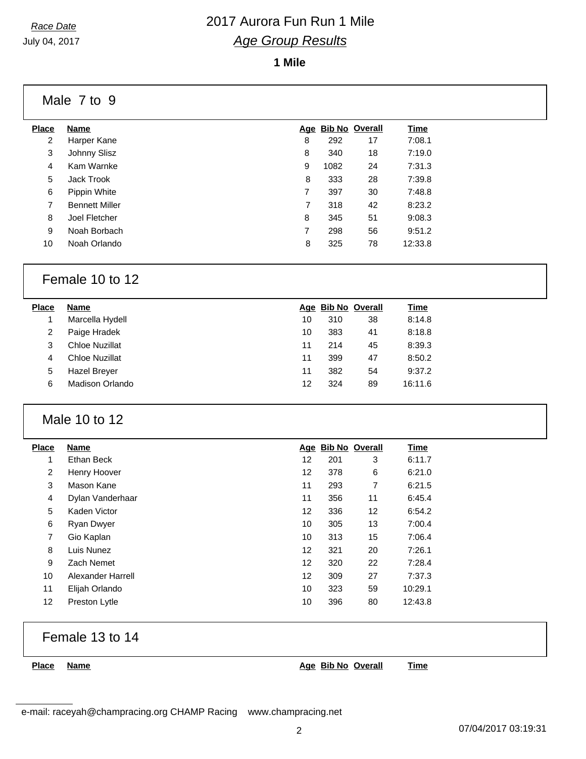# 2017 Aurora Fun Run 1 Mile

*Race Date*
July 04, 2017

## *Age Group Results*

**1 Mile**

### Male 7 to 9

| Place | Name | Age | Bib No | Overall | Time |
|---|---|---|---|---|---|
| 2 | Harper Kane | 8 | 292 | 17 | 7:08.1 |
| 3 | Johnny Slisz | 8 | 340 | 18 | 7:19.0 |
| 4 | Kam Warnke | 9 | 1082 | 24 | 7:31.3 |
| 5 | Jack Trook | 8 | 333 | 28 | 7:39.8 |
| 6 | Pippin White | 7 | 397 | 30 | 7:48.8 |
| 7 | Bennett Miller | 7 | 318 | 42 | 8:23.2 |
| 8 | Joel Fletcher | 8 | 345 | 51 | 9:08.3 |
| 9 | Noah Borbach | 7 | 298 | 56 | 9:51.2 |
| 10 | Noah Orlando | 8 | 325 | 78 | 12:33.8 |

### Female 10 to 12

| Place | Name | Age | Bib No | Overall | Time |
|---|---|---|---|---|---|
| 1 | Marcella Hydell | 10 | 310 | 38 | 8:14.8 |
| 2 | Paige Hradek | 10 | 383 | 41 | 8:18.8 |
| 3 | Chloe Nuzillat | 11 | 214 | 45 | 8:39.3 |
| 4 | Chloe Nuzillat | 11 | 399 | 47 | 8:50.2 |
| 5 | Hazel Breyer | 11 | 382 | 54 | 9:37.2 |
| 6 | Madison Orlando | 12 | 324 | 89 | 16:11.6 |

### Male 10 to 12

| Place | Name | Age | Bib No | Overall | Time |
|---|---|---|---|---|---|
| 1 | Ethan Beck | 12 | 201 | 3 | 6:11.7 |
| 2 | Henry Hoover | 12 | 378 | 6 | 6:21.0 |
| 3 | Mason Kane | 11 | 293 | 7 | 6:21.5 |
| 4 | Dylan Vanderhaar | 11 | 356 | 11 | 6:45.4 |
| 5 | Kaden Victor | 12 | 336 | 12 | 6:54.2 |
| 6 | Ryan Dwyer | 10 | 305 | 13 | 7:00.4 |
| 7 | Gio Kaplan | 10 | 313 | 15 | 7:06.4 |
| 8 | Luis Nunez | 12 | 321 | 20 | 7:26.1 |
| 9 | Zach Nemet | 12 | 320 | 22 | 7:28.4 |
| 10 | Alexander Harrell | 12 | 309 | 27 | 7:37.3 |
| 11 | Elijah Orlando | 10 | 323 | 59 | 10:29.1 |
| 12 | Preston Lytle | 10 | 396 | 80 | 12:43.8 |

### Female 13 to 14

| Place | Name | Age | Bib No | Overall | Time |
|---|---|---|---|---|---|

e-mail: raceyah@champracing.org CHAMP Racing www.champracing.net

07/04/2017 03:19:31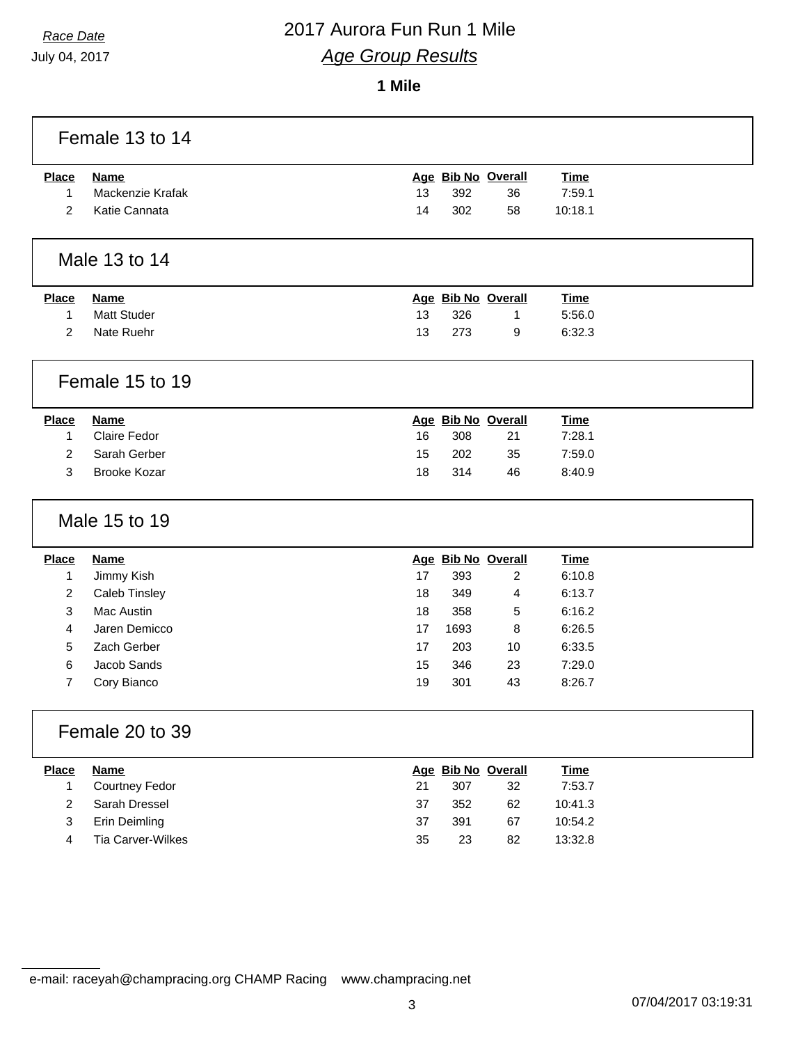# 2017 Aurora Fun Run 1 Mile

*Race Date*
July 04, 2017

## *Age Group Results*

**1 Mile**

### Female 13 to 14

| Place | Name | Age | Bib No | Overall | Time |
|---|---|---|---|---|---|
| 1 | Mackenzie Krafak | 13 | 392 | 36 | 7:59.1 |
| 2 | Katie Cannata | 14 | 302 | 58 | 10:18.1 |

### Male 13 to 14

| Place | Name | Age | Bib No | Overall | Time |
|---|---|---|---|---|---|
| 1 | Matt Studer | 13 | 326 | 1 | 5:56.0 |
| 2 | Nate Ruehr | 13 | 273 | 9 | 6:32.3 |

### Female 15 to 19

| Place | Name | Age | Bib No | Overall | Time |
|---|---|---|---|---|---|
| 1 | Claire Fedor | 16 | 308 | 21 | 7:28.1 |
| 2 | Sarah Gerber | 15 | 202 | 35 | 7:59.0 |
| 3 | Brooke Kozar | 18 | 314 | 46 | 8:40.9 |

### Male 15 to 19

| Place | Name | Age | Bib No | Overall | Time |
|---|---|---|---|---|---|
| 1 | Jimmy Kish | 17 | 393 | 2 | 6:10.8 |
| 2 | Caleb Tinsley | 18 | 349 | 4 | 6:13.7 |
| 3 | Mac Austin | 18 | 358 | 5 | 6:16.2 |
| 4 | Jaren Demicco | 17 | 1693 | 8 | 6:26.5 |
| 5 | Zach Gerber | 17 | 203 | 10 | 6:33.5 |
| 6 | Jacob Sands | 15 | 346 | 23 | 7:29.0 |
| 7 | Cory Bianco | 19 | 301 | 43 | 8:26.7 |

### Female 20 to 39

| Place | Name | Age | Bib No | Overall | Time |
|---|---|---|---|---|---|
| 1 | Courtney Fedor | 21 | 307 | 32 | 7:53.7 |
| 2 | Sarah Dressel | 37 | 352 | 62 | 10:41.3 |
| 3 | Erin Deimling | 37 | 391 | 67 | 10:54.2 |
| 4 | Tia Carver-Wilkes | 35 | 23 | 82 | 13:32.8 |

e-mail: raceyah@champracing.org CHAMP Racing www.champracing.net

07/04/2017 03:19:31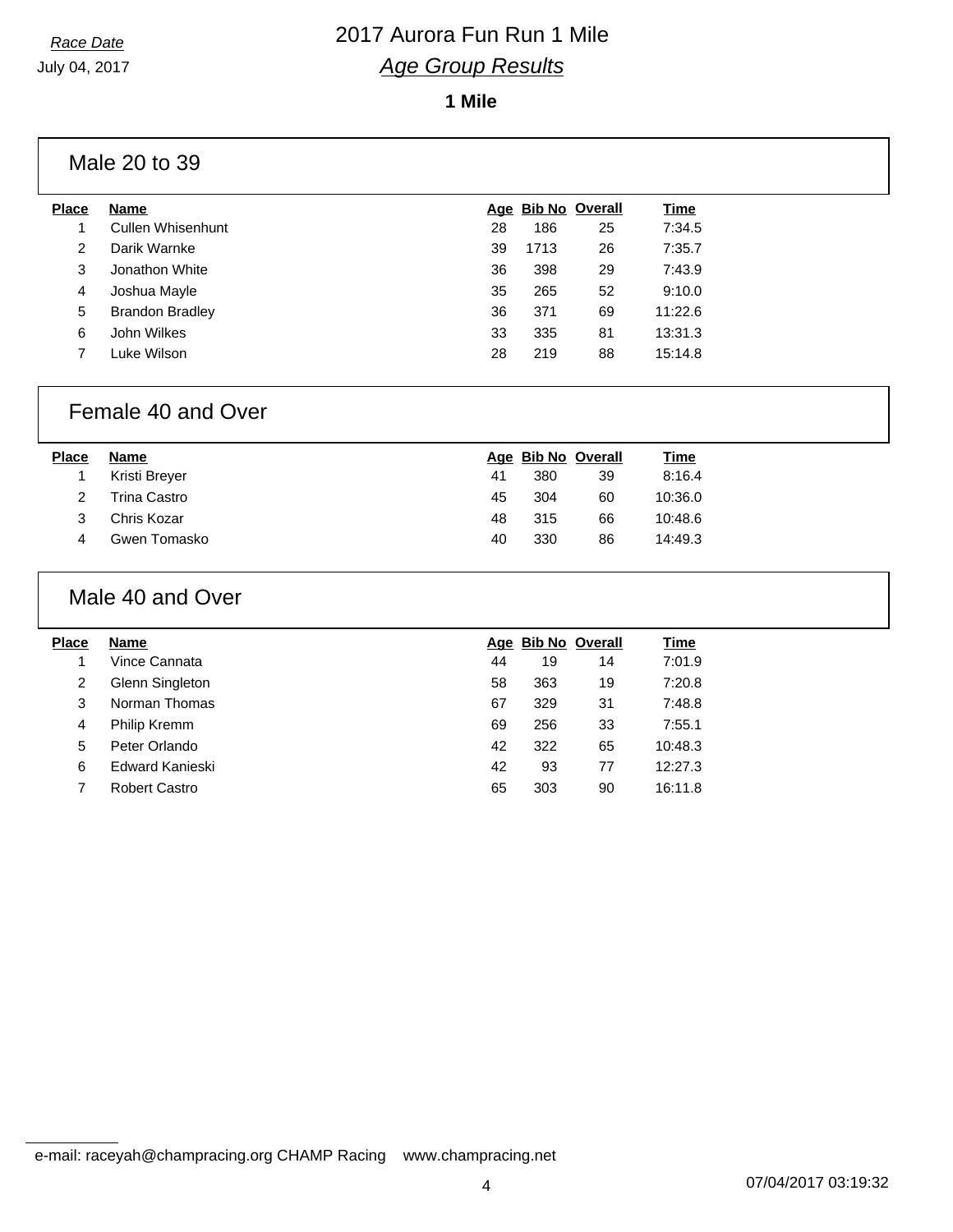Race Date

July 04, 2017

# 2017 Aurora Fun Run 1 Mile

## *Age Group Results*

**1 Mile**

### Male 20 to 39

| Place | Name | Age | Bib No | Overall | Time |
|---|---|---|---|---|---|
| 1 | Cullen Whisenhunt | 28 | 186 | 25 | 7:34.5 |
| 2 | Darik Warnke | 39 | 1713 | 26 | 7:35.7 |
| 3 | Jonathon White | 36 | 398 | 29 | 7:43.9 |
| 4 | Joshua Mayle | 35 | 265 | 52 | 9:10.0 |
| 5 | Brandon Bradley | 36 | 371 | 69 | 11:22.6 |
| 6 | John Wilkes | 33 | 335 | 81 | 13:31.3 |
| 7 | Luke Wilson | 28 | 219 | 88 | 15:14.8 |

### Female 40 and Over

| Place | Name | Age | Bib No | Overall | Time |
|---|---|---|---|---|---|
| 1 | Kristi Breyer | 41 | 380 | 39 | 8:16.4 |
| 2 | Trina Castro | 45 | 304 | 60 | 10:36.0 |
| 3 | Chris Kozar | 48 | 315 | 66 | 10:48.6 |
| 4 | Gwen Tomasko | 40 | 330 | 86 | 14:49.3 |

### Male 40 and Over

| Place | Name | Age | Bib No | Overall | Time |
|---|---|---|---|---|---|
| 1 | Vince Cannata | 44 | 19 | 14 | 7:01.9 |
| 2 | Glenn Singleton | 58 | 363 | 19 | 7:20.8 |
| 3 | Norman Thomas | 67 | 329 | 31 | 7:48.8 |
| 4 | Philip Kremm | 69 | 256 | 33 | 7:55.1 |
| 5 | Peter Orlando | 42 | 322 | 65 | 10:48.3 |
| 6 | Edward Kanieski | 42 | 93 | 77 | 12:27.3 |
| 7 | Robert Castro | 65 | 303 | 90 | 16:11.8 |

e-mail: raceyah@champracing.org CHAMP Racing www.champracing.net

07/04/2017 03:19:32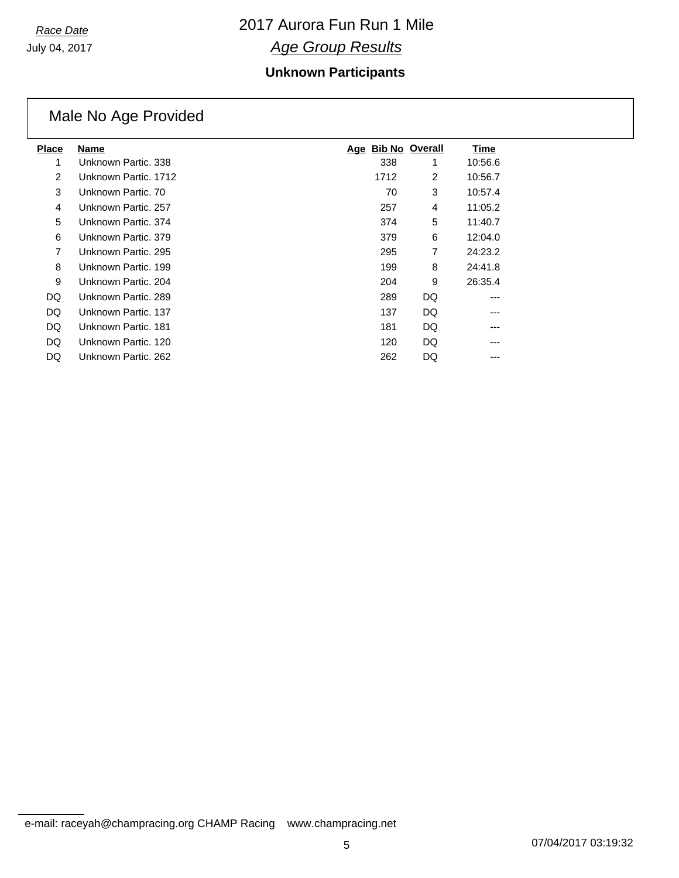*Race Date*

July 04, 2017

# 2017 Aurora Fun Run 1 Mile

## *Age Group Results*

### Unknown Participants

## Male No Age Provided

| Place | Name | Age | Bib No | Overall | Time |
|---|---|---|---|---|---|
| 1 | Unknown Partic. 338 | | 338 | 1 | 10:56.6 |
| 2 | Unknown Partic. 1712 | | 1712 | 2 | 10:56.7 |
| 3 | Unknown Partic. 70 | | 70 | 3 | 10:57.4 |
| 4 | Unknown Partic. 257 | | 257 | 4 | 11:05.2 |
| 5 | Unknown Partic. 374 | | 374 | 5 | 11:40.7 |
| 6 | Unknown Partic. 379 | | 379 | 6 | 12:04.0 |
| 7 | Unknown Partic. 295 | | 295 | 7 | 24:23.2 |
| 8 | Unknown Partic. 199 | | 199 | 8 | 24:41.8 |
| 9 | Unknown Partic. 204 | | 204 | 9 | 26:35.4 |
| DQ | Unknown Partic. 289 | | 289 | DQ | --- |
| DQ | Unknown Partic. 137 | | 137 | DQ | --- |
| DQ | Unknown Partic. 181 | | 181 | DQ | --- |
| DQ | Unknown Partic. 120 | | 120 | DQ | --- |
| DQ | Unknown Partic. 262 | | 262 | DQ | --- |

e-mail: raceyah@champracing.org CHAMP Racing www.champracing.net

07/04/2017 03:19:32